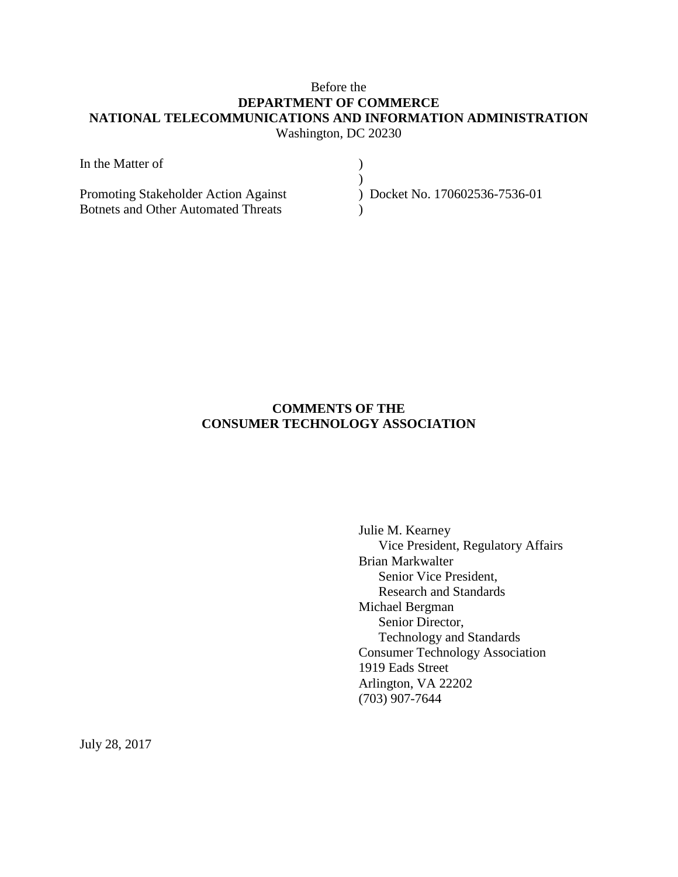Before the
**DEPARTMENT OF COMMERCE**
**NATIONAL TELECOMMUNICATIONS AND INFORMATION ADMINISTRATION**
Washington, DC 20230

| | | |
|---|---|---|
| In the Matter of | ) | |
| | ) | |
| Promoting Stakeholder Action Against | ) | Docket No. 170602536-7536-01 |
| Botnets and Other Automated Threats | ) | |

**COMMENTS OF THE**
**CONSUMER TECHNOLOGY ASSOCIATION**

Julie M. Kearney
Vice President, Regulatory Affairs
Brian Markwalter
Senior Vice President,
Research and Standards
Michael Bergman
Senior Director,
Technology and Standards
Consumer Technology Association
1919 Eads Street
Arlington, VA 22202
(703) 907-7644

July 28, 2017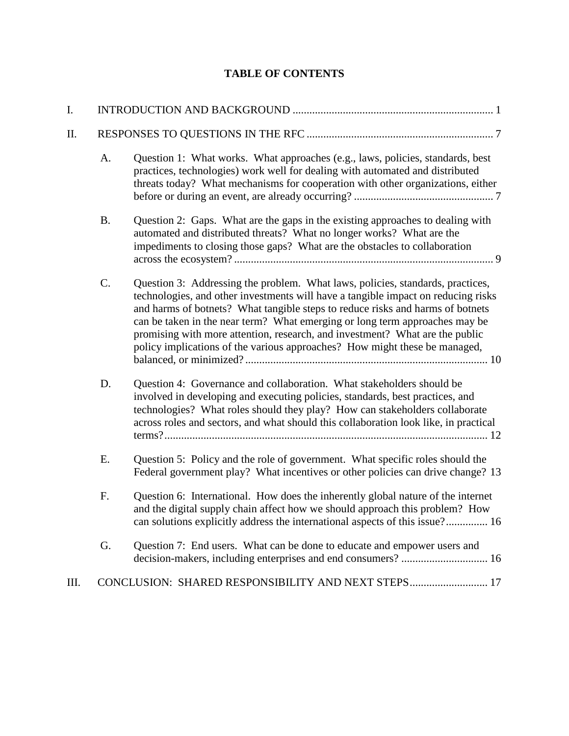# TABLE OF CONTENTS

I. INTRODUCTION AND BACKGROUND ........................................................................ 1

II. RESPONSES TO QUESTIONS IN THE RFC ................................................................... 7

  A. Question 1: What works. What approaches (e.g., laws, policies, standards, best practices, technologies) work well for dealing with automated and distributed threats today? What mechanisms for cooperation with other organizations, either before or during an event, are already occurring? .................................................. 7

  B. Question 2: Gaps. What are the gaps in the existing approaches to dealing with automated and distributed threats? What no longer works? What are the impediments to closing those gaps? What are the obstacles to collaboration across the ecosystem? ............................................................................................. 9

  C. Question 3: Addressing the problem. What laws, policies, standards, practices, technologies, and other investments will have a tangible impact on reducing risks and harms of botnets? What tangible steps to reduce risks and harms of botnets can be taken in the near term? What emerging or long term approaches may be promising with more attention, research, and investment? What are the public policy implications of the various approaches? How might these be managed, balanced, or minimized? ....................................................................................... 10

  D. Question 4: Governance and collaboration. What stakeholders should be involved in developing and executing policies, standards, best practices, and technologies? What roles should they play? How can stakeholders collaborate across roles and sectors, and what should this collaboration look like, in practical terms? .................................................................................................................... 12

  E. Question 5: Policy and the role of government. What specific roles should the Federal government play? What incentives or other policies can drive change? 13

  F. Question 6: International. How does the inherently global nature of the internet and the digital supply chain affect how we should approach this problem? How can solutions explicitly address the international aspects of this issue? ............... 16

  G. Question 7: End users. What can be done to educate and empower users and decision-makers, including enterprises and end consumers? ............................... 16

III. CONCLUSION: SHARED RESPONSIBILITY AND NEXT STEPS ............................ 17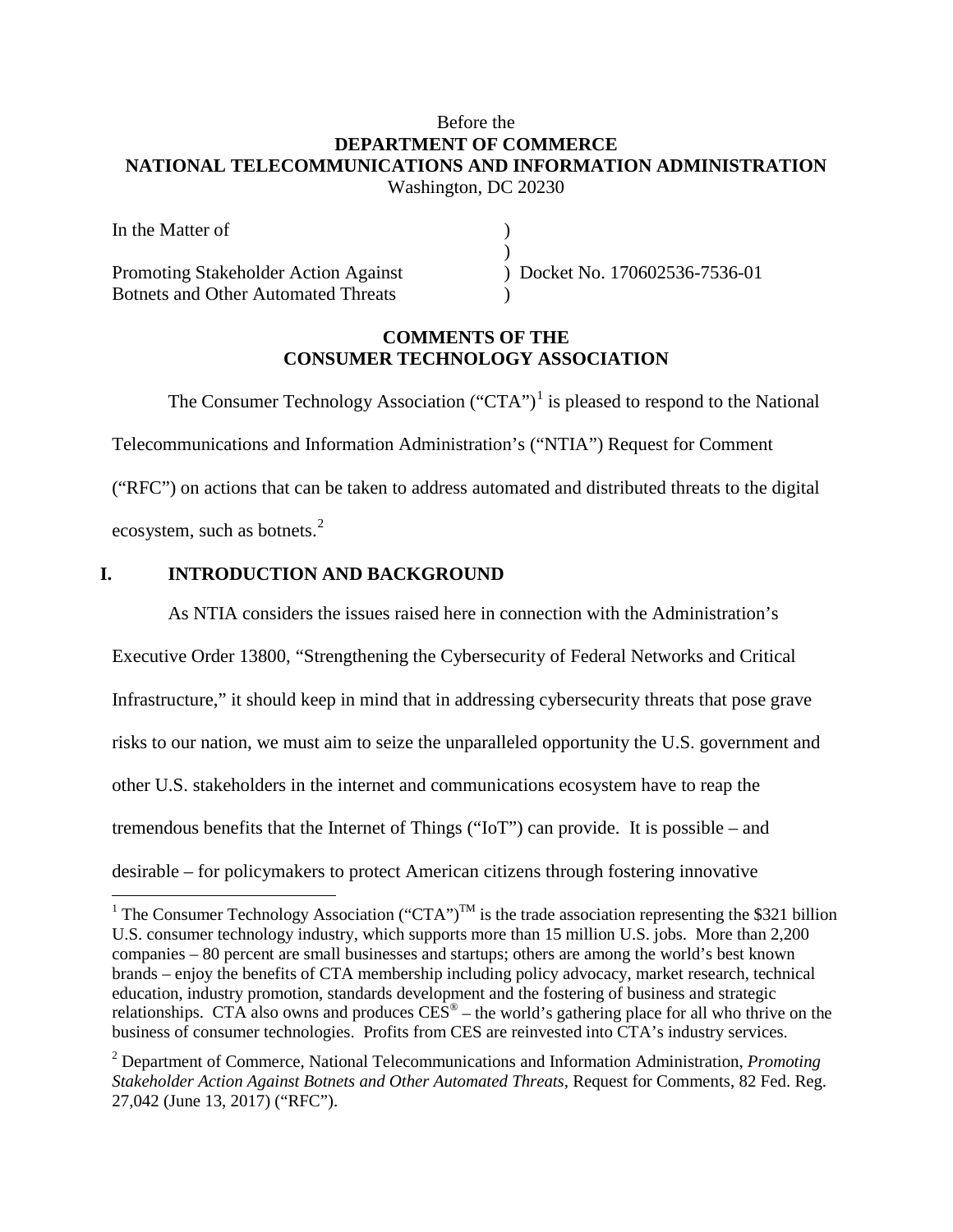Before the
**DEPARTMENT OF COMMERCE**
**NATIONAL TELECOMMUNICATIONS AND INFORMATION ADMINISTRATION**
Washington, DC 20230

| | | |
|---|---|---|
| In the Matter of | ) | |
| | ) | |
| Promoting Stakeholder Action Against Botnets and Other Automated Threats | ) | Docket No. 170602536-7536-01 |
| | ) | |

**COMMENTS OF THE CONSUMER TECHNOLOGY ASSOCIATION**

The Consumer Technology Association ("CTA")[1] is pleased to respond to the National Telecommunications and Information Administration's ("NTIA") Request for Comment ("RFC") on actions that can be taken to address automated and distributed threats to the digital ecosystem, such as botnets.[2]

## I. INTRODUCTION AND BACKGROUND

As NTIA considers the issues raised here in connection with the Administration's Executive Order 13800, "Strengthening the Cybersecurity of Federal Networks and Critical Infrastructure," it should keep in mind that in addressing cybersecurity threats that pose grave risks to our nation, we must aim to seize the unparalleled opportunity the U.S. government and other U.S. stakeholders in the internet and communications ecosystem have to reap the tremendous benefits that the Internet of Things ("IoT") can provide. It is possible – and desirable – for policymakers to protect American citizens through fostering innovative

---

[1] The Consumer Technology Association ("CTA")™ is the trade association representing the $321 billion U.S. consumer technology industry, which supports more than 15 million U.S. jobs. More than 2,200 companies – 80 percent are small businesses and startups; others are among the world's best known brands – enjoy the benefits of CTA membership including policy advocacy, market research, technical education, industry promotion, standards development and the fostering of business and strategic relationships. CTA also owns and produces CES® – the world's gathering place for all who thrive on the business of consumer technologies. Profits from CES are reinvested into CTA's industry services.

[2] Department of Commerce, National Telecommunications and Information Administration, *Promoting Stakeholder Action Against Botnets and Other Automated Threats*, Request for Comments, 82 Fed. Reg. 27,042 (June 13, 2017) ("RFC").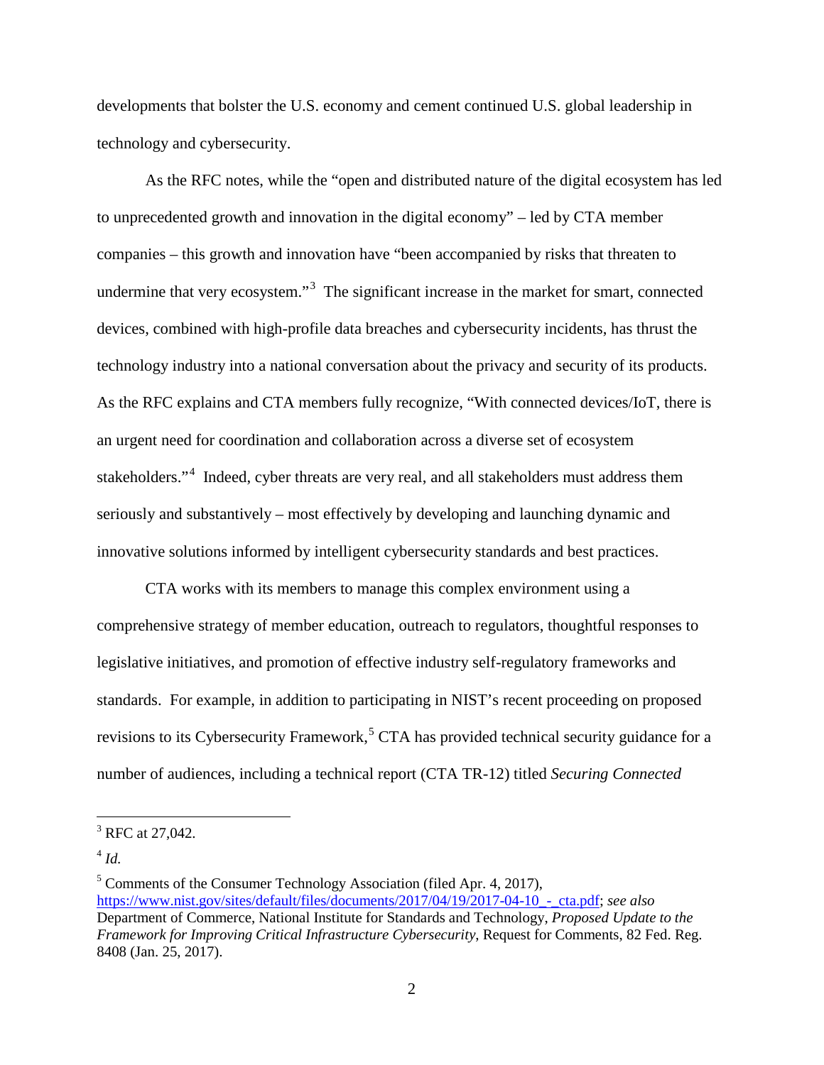developments that bolster the U.S. economy and cement continued U.S. global leadership in technology and cybersecurity.

As the RFC notes, while the "open and distributed nature of the digital ecosystem has led to unprecedented growth and innovation in the digital economy" – led by CTA member companies – this growth and innovation have "been accompanied by risks that threaten to undermine that very ecosystem."[3] The significant increase in the market for smart, connected devices, combined with high-profile data breaches and cybersecurity incidents, has thrust the technology industry into a national conversation about the privacy and security of its products. As the RFC explains and CTA members fully recognize, "With connected devices/IoT, there is an urgent need for coordination and collaboration across a diverse set of ecosystem stakeholders."[4] Indeed, cyber threats are very real, and all stakeholders must address them seriously and substantively – most effectively by developing and launching dynamic and innovative solutions informed by intelligent cybersecurity standards and best practices.

CTA works with its members to manage this complex environment using a comprehensive strategy of member education, outreach to regulators, thoughtful responses to legislative initiatives, and promotion of effective industry self-regulatory frameworks and standards. For example, in addition to participating in NIST's recent proceeding on proposed revisions to its Cybersecurity Framework,[5] CTA has provided technical security guidance for a number of audiences, including a technical report (CTA TR-12) titled *Securing Connected*

---

[3] RFC at 27,042.

[4] *Id.*

[5] Comments of the Consumer Technology Association (filed Apr. 4, 2017), https://www.nist.gov/sites/default/files/documents/2017/04/19/2017-04-10_-_cta.pdf; *see also* Department of Commerce, National Institute for Standards and Technology, *Proposed Update to the Framework for Improving Critical Infrastructure Cybersecurity*, Request for Comments, 82 Fed. Reg. 8408 (Jan. 25, 2017).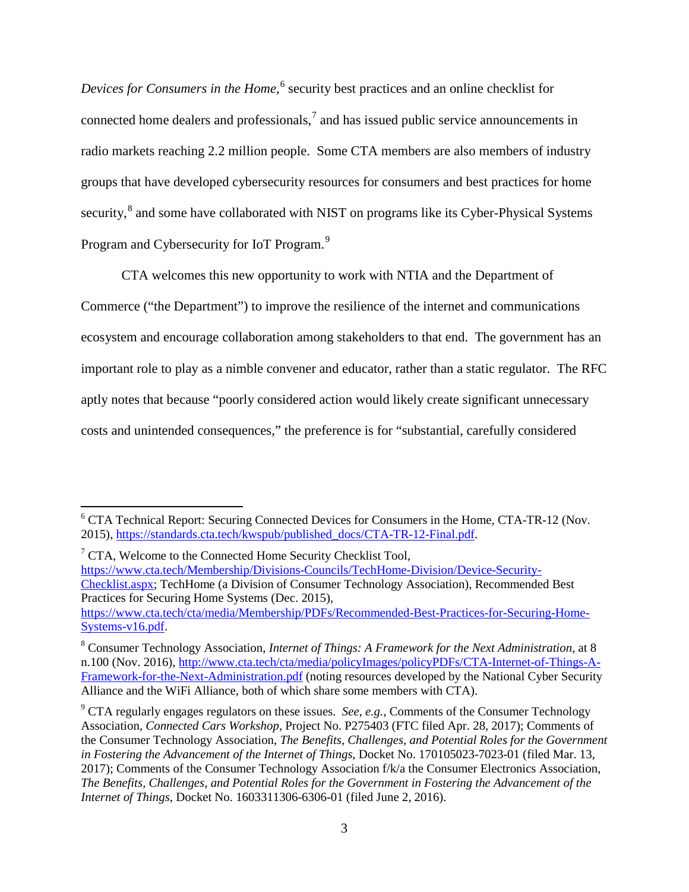*Devices for Consumers in the Home*,[6] security best practices and an online checklist for connected home dealers and professionals,[7] and has issued public service announcements in radio markets reaching 2.2 million people. Some CTA members are also members of industry groups that have developed cybersecurity resources for consumers and best practices for home security,[8] and some have collaborated with NIST on programs like its Cyber-Physical Systems Program and Cybersecurity for IoT Program.[9]

CTA welcomes this new opportunity to work with NTIA and the Department of Commerce ("the Department") to improve the resilience of the internet and communications ecosystem and encourage collaboration among stakeholders to that end. The government has an important role to play as a nimble convener and educator, rather than a static regulator. The RFC aptly notes that because "poorly considered action would likely create significant unnecessary costs and unintended consequences," the preference is for "substantial, carefully considered

---

[6] CTA Technical Report: Securing Connected Devices for Consumers in the Home, CTA-TR-12 (Nov. 2015), https://standards.cta.tech/kwspub/published_docs/CTA-TR-12-Final.pdf.

[7] CTA, Welcome to the Connected Home Security Checklist Tool, https://www.cta.tech/Membership/Divisions-Councils/TechHome-Division/Device-Security-Checklist.aspx; TechHome (a Division of Consumer Technology Association), Recommended Best Practices for Securing Home Systems (Dec. 2015), https://www.cta.tech/cta/media/Membership/PDFs/Recommended-Best-Practices-for-Securing-Home-Systems-v16.pdf.

[8] Consumer Technology Association, *Internet of Things: A Framework for the Next Administration*, at 8 n.100 (Nov. 2016), http://www.cta.tech/cta/media/policyImages/policyPDFs/CTA-Internet-of-Things-A-Framework-for-the-Next-Administration.pdf (noting resources developed by the National Cyber Security Alliance and the WiFi Alliance, both of which share some members with CTA).

[9] CTA regularly engages regulators on these issues. *See, e.g.*, Comments of the Consumer Technology Association, *Connected Cars Workshop*, Project No. P275403 (FTC filed Apr. 28, 2017); Comments of the Consumer Technology Association, *The Benefits, Challenges, and Potential Roles for the Government in Fostering the Advancement of the Internet of Things*, Docket No. 170105023-7023-01 (filed Mar. 13, 2017); Comments of the Consumer Technology Association f/k/a the Consumer Electronics Association, *The Benefits, Challenges, and Potential Roles for the Government in Fostering the Advancement of the Internet of Things*, Docket No. 1603311306-6306-01 (filed June 2, 2016).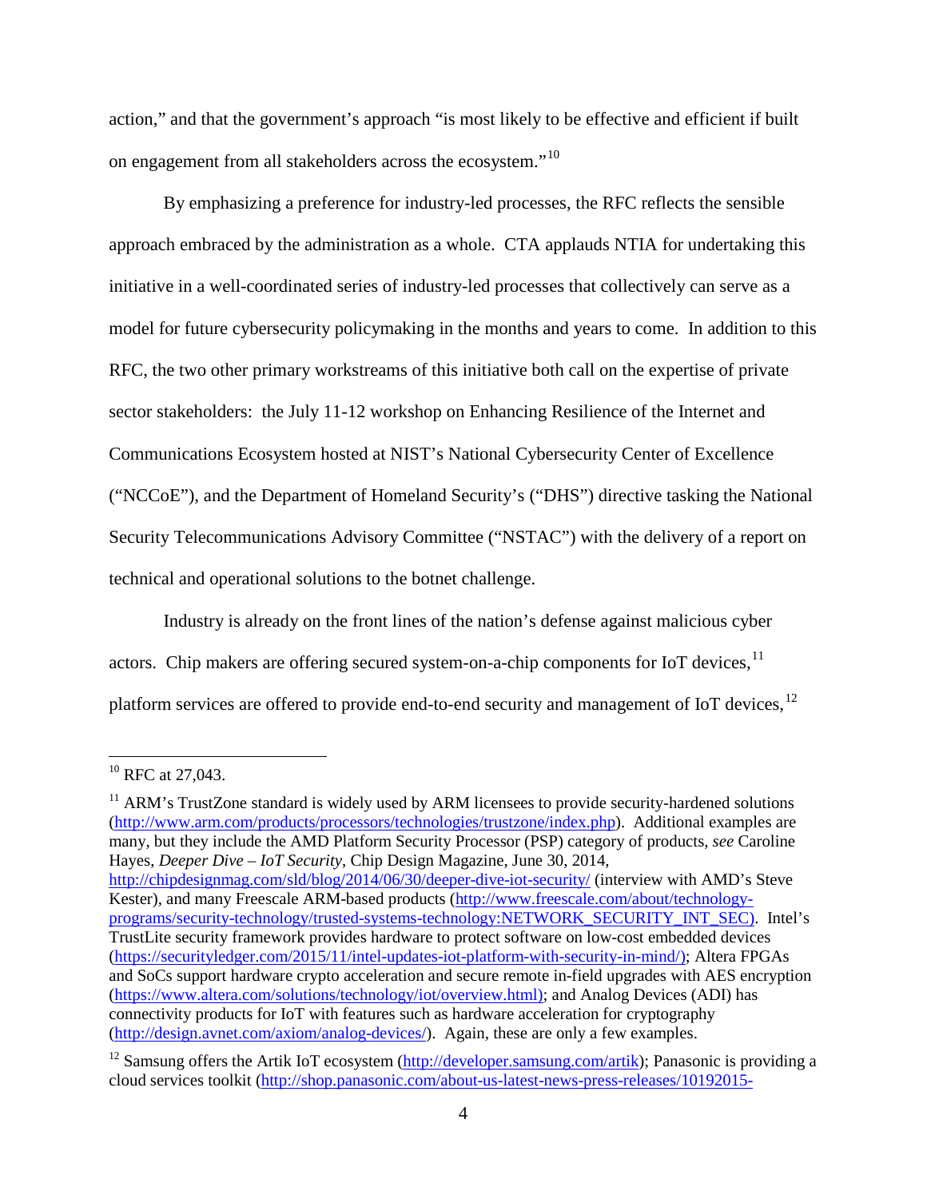action," and that the government's approach "is most likely to be effective and efficient if built on engagement from all stakeholders across the ecosystem."[10]

By emphasizing a preference for industry-led processes, the RFC reflects the sensible approach embraced by the administration as a whole. CTA applauds NTIA for undertaking this initiative in a well-coordinated series of industry-led processes that collectively can serve as a model for future cybersecurity policymaking in the months and years to come. In addition to this RFC, the two other primary workstreams of this initiative both call on the expertise of private sector stakeholders: the July 11-12 workshop on Enhancing Resilience of the Internet and Communications Ecosystem hosted at NIST's National Cybersecurity Center of Excellence ("NCCoE"), and the Department of Homeland Security's ("DHS") directive tasking the National Security Telecommunications Advisory Committee ("NSTAC") with the delivery of a report on technical and operational solutions to the botnet challenge.

Industry is already on the front lines of the nation's defense against malicious cyber actors. Chip makers are offering secured system-on-a-chip components for IoT devices,[11] platform services are offered to provide end-to-end security and management of IoT devices,[12]

---

[10] RFC at 27,043.

[11] ARM's TrustZone standard is widely used by ARM licensees to provide security-hardened solutions (http://www.arm.com/products/processors/technologies/trustzone/index.php). Additional examples are many, but they include the AMD Platform Security Processor (PSP) category of products, *see* Caroline Hayes, *Deeper Dive – IoT Security*, Chip Design Magazine, June 30, 2014, http://chipdesignmag.com/sld/blog/2014/06/30/deeper-dive-iot-security/ (interview with AMD's Steve Kester), and many Freescale ARM-based products (http://www.freescale.com/about/technology-programs/security-technology/trusted-systems-technology:NETWORK_SECURITY_INT_SEC). Intel's TrustLite security framework provides hardware to protect software on low-cost embedded devices (https://securityledger.com/2015/11/intel-updates-iot-platform-with-security-in-mind/); Altera FPGAs and SoCs support hardware crypto acceleration and secure remote in-field upgrades with AES encryption (https://www.altera.com/solutions/technology/iot/overview.html); and Analog Devices (ADI) has connectivity products for IoT with features such as hardware acceleration for cryptography (http://design.avnet.com/axiom/analog-devices/). Again, these are only a few examples.

[12] Samsung offers the Artik IoT ecosystem (http://developer.samsung.com/artik); Panasonic is providing a cloud services toolkit (http://shop.panasonic.com/about-us-latest-news-press-releases/10192015-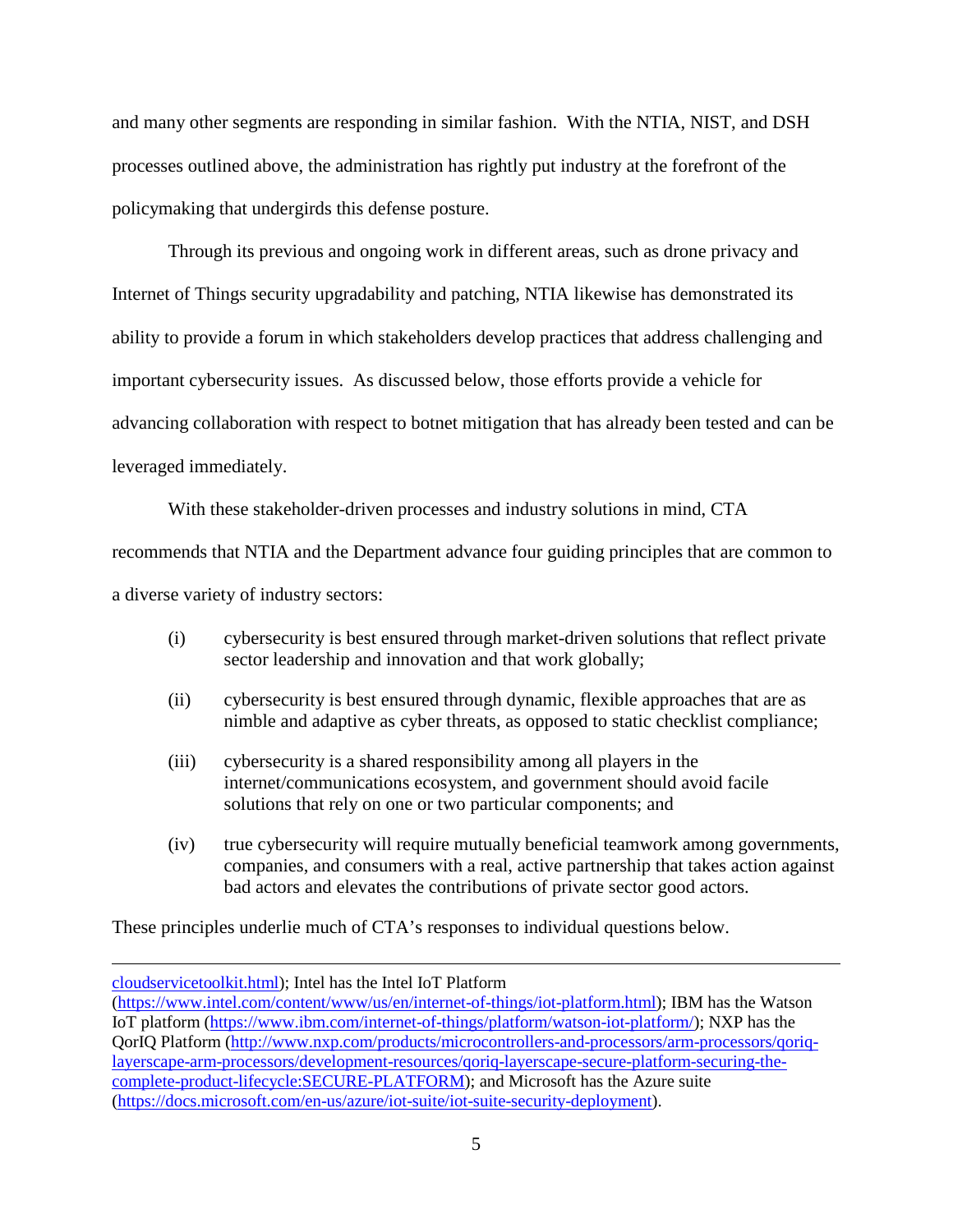and many other segments are responding in similar fashion. With the NTIA, NIST, and DSH processes outlined above, the administration has rightly put industry at the forefront of the policymaking that undergirds this defense posture.

Through its previous and ongoing work in different areas, such as drone privacy and Internet of Things security upgradability and patching, NTIA likewise has demonstrated its ability to provide a forum in which stakeholders develop practices that address challenging and important cybersecurity issues. As discussed below, those efforts provide a vehicle for advancing collaboration with respect to botnet mitigation that has already been tested and can be leveraged immediately.

With these stakeholder-driven processes and industry solutions in mind, CTA recommends that NTIA and the Department advance four guiding principles that are common to a diverse variety of industry sectors:

(i) cybersecurity is best ensured through market-driven solutions that reflect private sector leadership and innovation and that work globally;

(ii) cybersecurity is best ensured through dynamic, flexible approaches that are as nimble and adaptive as cyber threats, as opposed to static checklist compliance;

(iii) cybersecurity is a shared responsibility among all players in the internet/communications ecosystem, and government should avoid facile solutions that rely on one or two particular components; and

(iv) true cybersecurity will require mutually beneficial teamwork among governments, companies, and consumers with a real, active partnership that takes action against bad actors and elevates the contributions of private sector good actors.

These principles underlie much of CTA's responses to individual questions below.

---

cloudservicetoolkit.html); Intel has the Intel IoT Platform (https://www.intel.com/content/www/us/en/internet-of-things/iot-platform.html); IBM has the Watson IoT platform (https://www.ibm.com/internet-of-things/platform/watson-iot-platform/); NXP has the QorIQ Platform (http://www.nxp.com/products/microcontrollers-and-processors/arm-processors/qoriq-layerscape-arm-processors/development-resources/qoriq-layerscape-secure-platform-securing-the-complete-product-lifecycle:SECURE-PLATFORM); and Microsoft has the Azure suite (https://docs.microsoft.com/en-us/azure/iot-suite/iot-suite-security-deployment).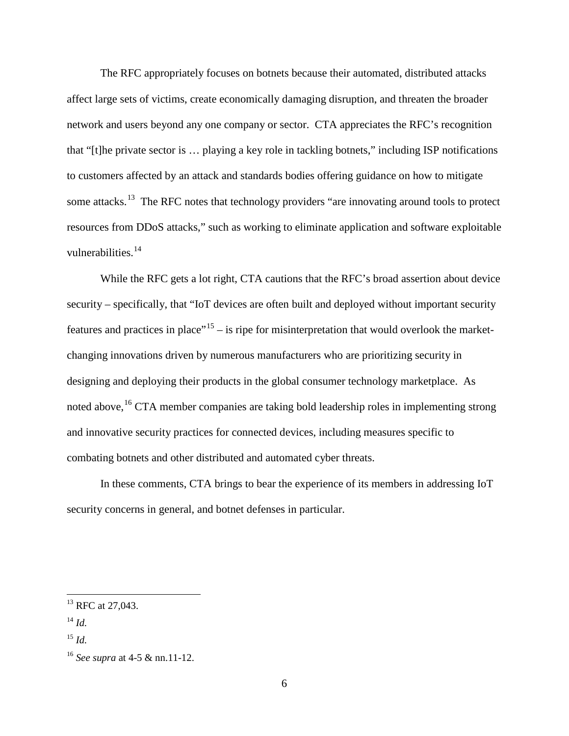The RFC appropriately focuses on botnets because their automated, distributed attacks affect large sets of victims, create economically damaging disruption, and threaten the broader network and users beyond any one company or sector. CTA appreciates the RFC's recognition that "[t]he private sector is … playing a key role in tackling botnets," including ISP notifications to customers affected by an attack and standards bodies offering guidance on how to mitigate some attacks.[13] The RFC notes that technology providers "are innovating around tools to protect resources from DDoS attacks," such as working to eliminate application and software exploitable vulnerabilities.[14]

While the RFC gets a lot right, CTA cautions that the RFC's broad assertion about device security – specifically, that "IoT devices are often built and deployed without important security features and practices in place"[15] – is ripe for misinterpretation that would overlook the market-changing innovations driven by numerous manufacturers who are prioritizing security in designing and deploying their products in the global consumer technology marketplace. As noted above,[16] CTA member companies are taking bold leadership roles in implementing strong and innovative security practices for connected devices, including measures specific to combating botnets and other distributed and automated cyber threats.

In these comments, CTA brings to bear the experience of its members in addressing IoT security concerns in general, and botnet defenses in particular.

---

[13] RFC at 27,043.

[14] *Id.*

[15] *Id.*

[16] *See supra* at 4-5 & nn.11-12.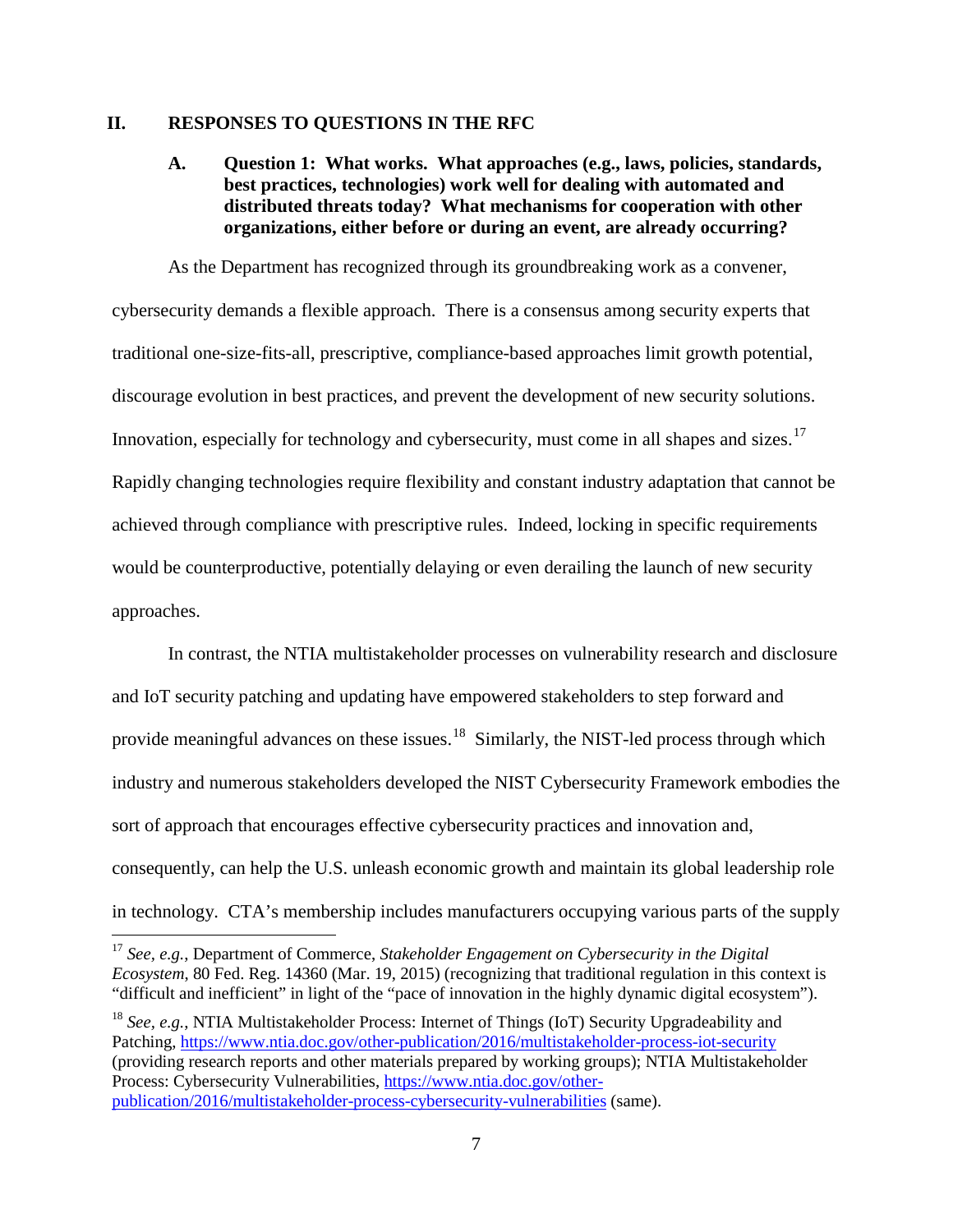## II. RESPONSES TO QUESTIONS IN THE RFC

### A. Question 1: What works. What approaches (e.g., laws, policies, standards, best practices, technologies) work well for dealing with automated and distributed threats today? What mechanisms for cooperation with other organizations, either before or during an event, are already occurring?

As the Department has recognized through its groundbreaking work as a convener, cybersecurity demands a flexible approach. There is a consensus among security experts that traditional one-size-fits-all, prescriptive, compliance-based approaches limit growth potential, discourage evolution in best practices, and prevent the development of new security solutions. Innovation, especially for technology and cybersecurity, must come in all shapes and sizes.[17] Rapidly changing technologies require flexibility and constant industry adaptation that cannot be achieved through compliance with prescriptive rules. Indeed, locking in specific requirements would be counterproductive, potentially delaying or even derailing the launch of new security approaches.

In contrast, the NTIA multistakeholder processes on vulnerability research and disclosure and IoT security patching and updating have empowered stakeholders to step forward and provide meaningful advances on these issues.[18] Similarly, the NIST-led process through which industry and numerous stakeholders developed the NIST Cybersecurity Framework embodies the sort of approach that encourages effective cybersecurity practices and innovation and, consequently, can help the U.S. unleash economic growth and maintain its global leadership role in technology. CTA's membership includes manufacturers occupying various parts of the supply

---

[17] *See, e.g.*, Department of Commerce, *Stakeholder Engagement on Cybersecurity in the Digital Ecosystem*, 80 Fed. Reg. 14360 (Mar. 19, 2015) (recognizing that traditional regulation in this context is "difficult and inefficient" in light of the "pace of innovation in the highly dynamic digital ecosystem").

[18] *See, e.g.*, NTIA Multistakeholder Process: Internet of Things (IoT) Security Upgradeability and Patching, https://www.ntia.doc.gov/other-publication/2016/multistakeholder-process-iot-security (providing research reports and other materials prepared by working groups); NTIA Multistakeholder Process: Cybersecurity Vulnerabilities, https://www.ntia.doc.gov/other-publication/2016/multistakeholder-process-cybersecurity-vulnerabilities (same).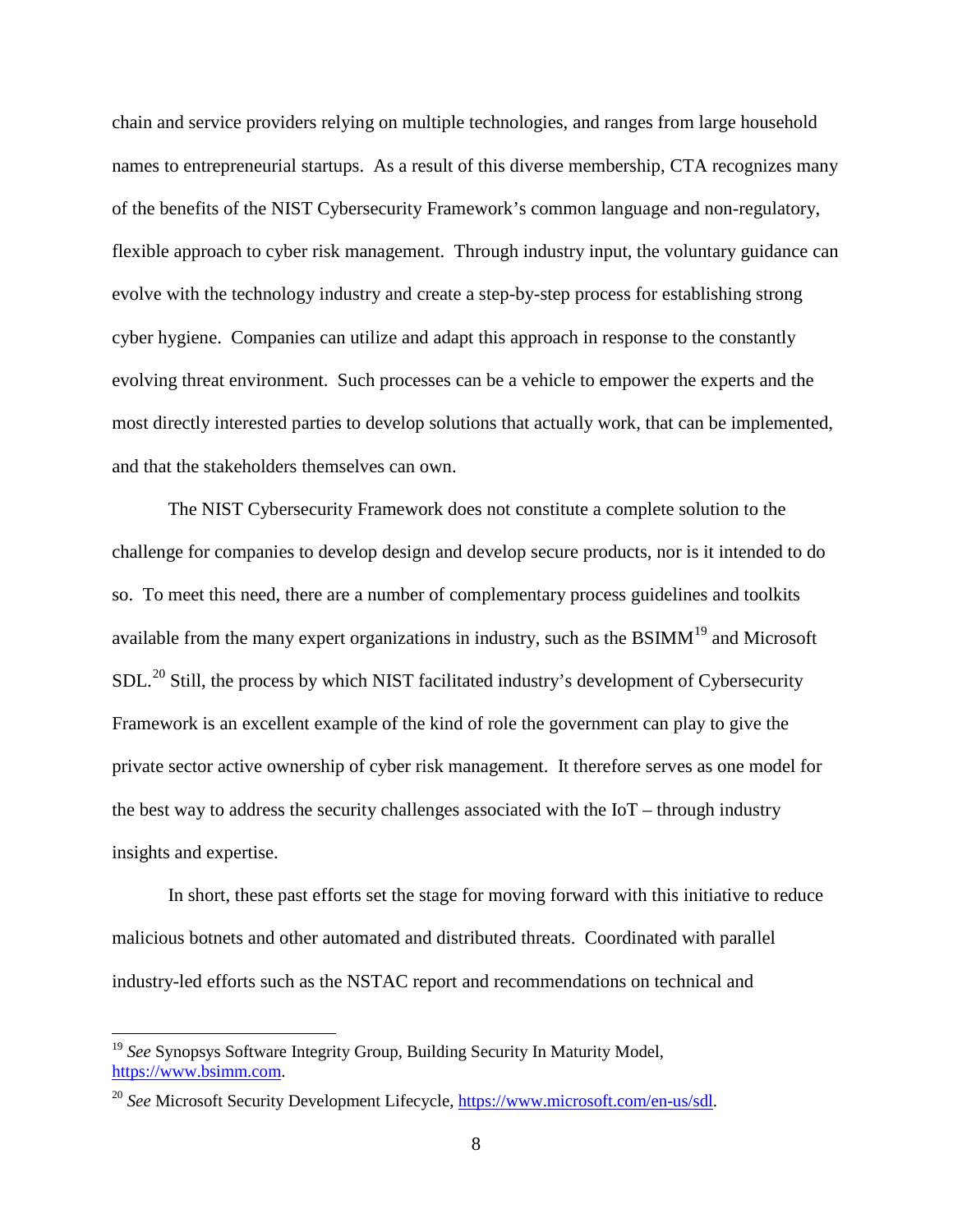chain and service providers relying on multiple technologies, and ranges from large household names to entrepreneurial startups. As a result of this diverse membership, CTA recognizes many of the benefits of the NIST Cybersecurity Framework's common language and non-regulatory, flexible approach to cyber risk management. Through industry input, the voluntary guidance can evolve with the technology industry and create a step-by-step process for establishing strong cyber hygiene. Companies can utilize and adapt this approach in response to the constantly evolving threat environment. Such processes can be a vehicle to empower the experts and the most directly interested parties to develop solutions that actually work, that can be implemented, and that the stakeholders themselves can own.

The NIST Cybersecurity Framework does not constitute a complete solution to the challenge for companies to develop design and develop secure products, nor is it intended to do so. To meet this need, there are a number of complementary process guidelines and toolkits available from the many expert organizations in industry, such as the BSIMM[19] and Microsoft SDL.[20] Still, the process by which NIST facilitated industry's development of Cybersecurity Framework is an excellent example of the kind of role the government can play to give the private sector active ownership of cyber risk management. It therefore serves as one model for the best way to address the security challenges associated with the IoT – through industry insights and expertise.

In short, these past efforts set the stage for moving forward with this initiative to reduce malicious botnets and other automated and distributed threats. Coordinated with parallel industry-led efforts such as the NSTAC report and recommendations on technical and

---

[19] *See* Synopsys Software Integrity Group, Building Security In Maturity Model, https://www.bsimm.com.

[20] *See* Microsoft Security Development Lifecycle, https://www.microsoft.com/en-us/sdl.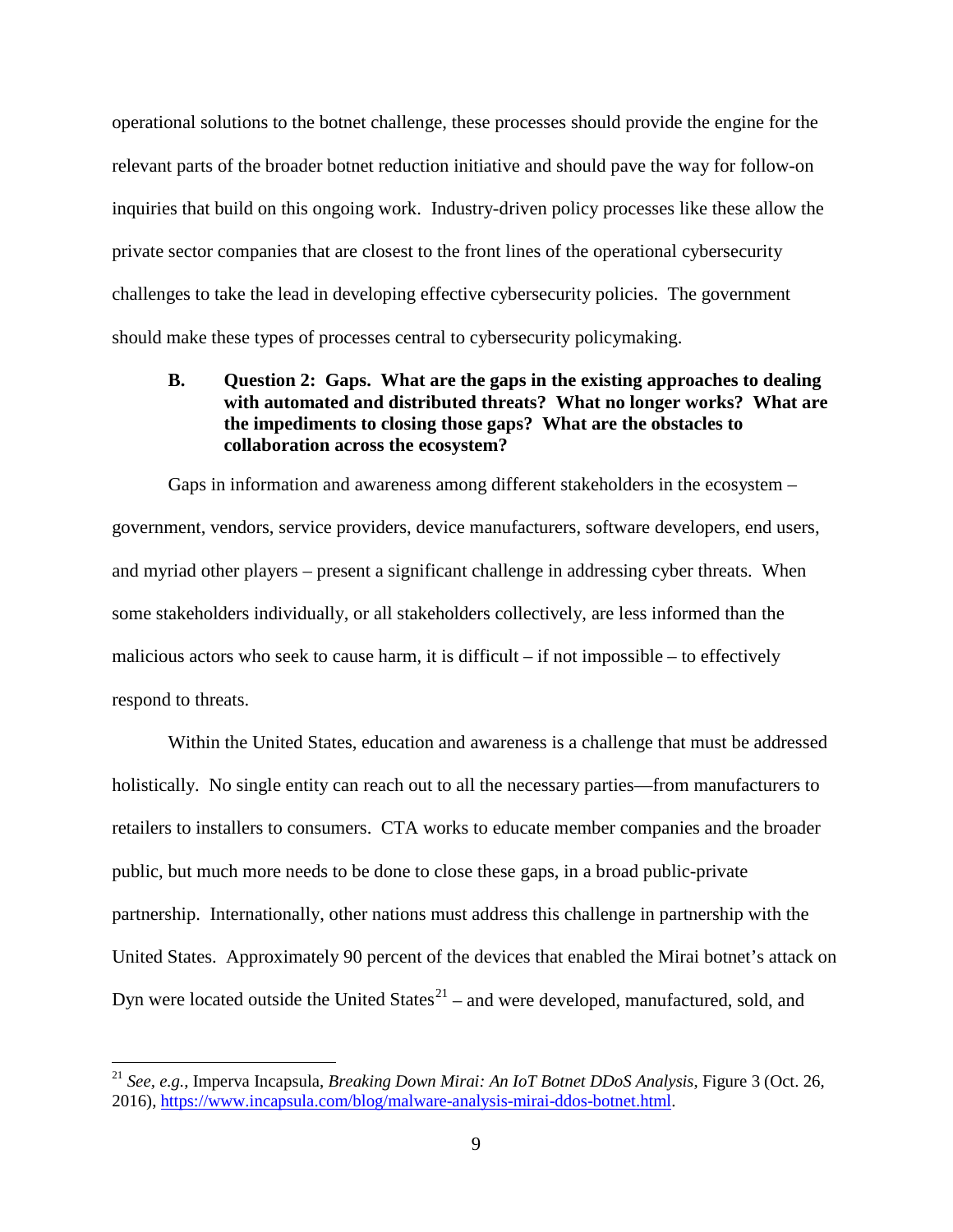operational solutions to the botnet challenge, these processes should provide the engine for the relevant parts of the broader botnet reduction initiative and should pave the way for follow-on inquiries that build on this ongoing work. Industry-driven policy processes like these allow the private sector companies that are closest to the front lines of the operational cybersecurity challenges to take the lead in developing effective cybersecurity policies. The government should make these types of processes central to cybersecurity policymaking.

### B. Question 2: Gaps. What are the gaps in the existing approaches to dealing with automated and distributed threats? What no longer works? What are the impediments to closing those gaps? What are the obstacles to collaboration across the ecosystem?

Gaps in information and awareness among different stakeholders in the ecosystem – government, vendors, service providers, device manufacturers, software developers, end users, and myriad other players – present a significant challenge in addressing cyber threats. When some stakeholders individually, or all stakeholders collectively, are less informed than the malicious actors who seek to cause harm, it is difficult – if not impossible – to effectively respond to threats.

Within the United States, education and awareness is a challenge that must be addressed holistically. No single entity can reach out to all the necessary parties—from manufacturers to retailers to installers to consumers. CTA works to educate member companies and the broader public, but much more needs to be done to close these gaps, in a broad public-private partnership. Internationally, other nations must address this challenge in partnership with the United States. Approximately 90 percent of the devices that enabled the Mirai botnet's attack on Dyn were located outside the United States[21] – and were developed, manufactured, sold, and

[21] *See, e.g.*, Imperva Incapsula, *Breaking Down Mirai: An IoT Botnet DDoS Analysis*, Figure 3 (Oct. 26, 2016), https://www.incapsula.com/blog/malware-analysis-mirai-ddos-botnet.html.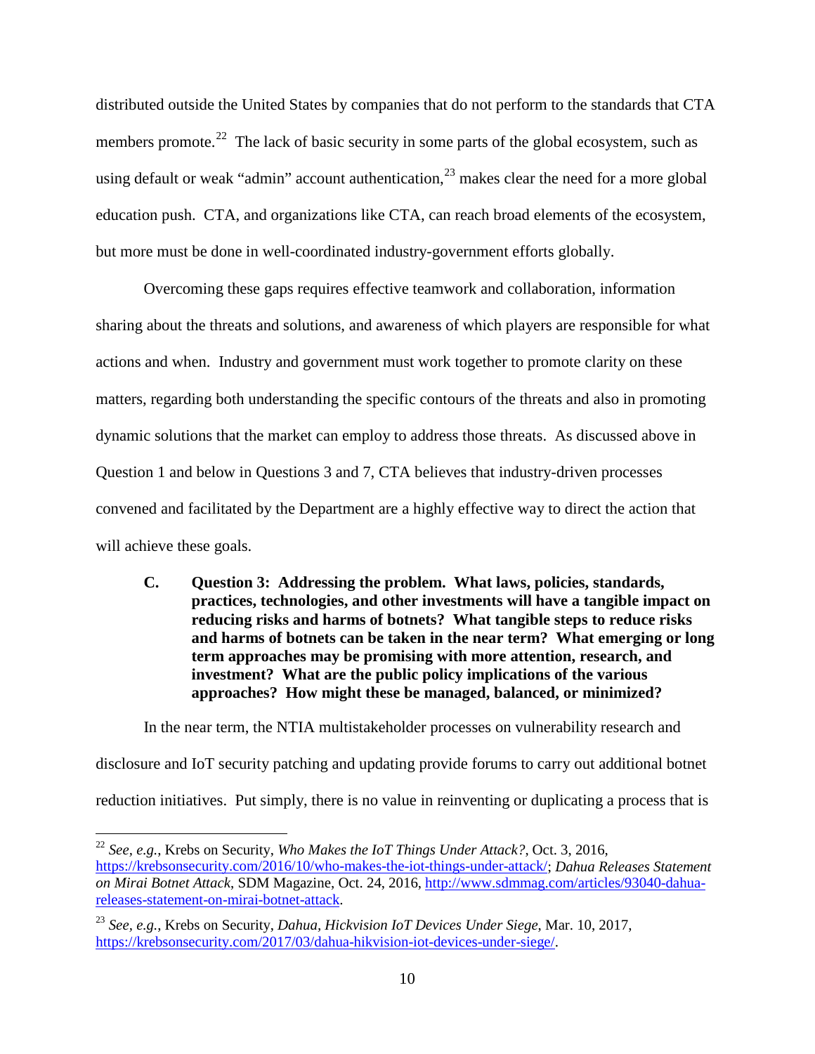distributed outside the United States by companies that do not perform to the standards that CTA members promote.[22] The lack of basic security in some parts of the global ecosystem, such as using default or weak "admin" account authentication,[23] makes clear the need for a more global education push. CTA, and organizations like CTA, can reach broad elements of the ecosystem, but more must be done in well-coordinated industry-government efforts globally.

Overcoming these gaps requires effective teamwork and collaboration, information sharing about the threats and solutions, and awareness of which players are responsible for what actions and when. Industry and government must work together to promote clarity on these matters, regarding both understanding the specific contours of the threats and also in promoting dynamic solutions that the market can employ to address those threats. As discussed above in Question 1 and below in Questions 3 and 7, CTA believes that industry-driven processes convened and facilitated by the Department are a highly effective way to direct the action that will achieve these goals.

### C. Question 3: Addressing the problem. What laws, policies, standards, practices, technologies, and other investments will have a tangible impact on reducing risks and harms of botnets? What tangible steps to reduce risks and harms of botnets can be taken in the near term? What emerging or long term approaches may be promising with more attention, research, and investment? What are the public policy implications of the various approaches? How might these be managed, balanced, or minimized?

In the near term, the NTIA multistakeholder processes on vulnerability research and disclosure and IoT security patching and updating provide forums to carry out additional botnet reduction initiatives. Put simply, there is no value in reinventing or duplicating a process that is

---

[22] *See, e.g.*, Krebs on Security, *Who Makes the IoT Things Under Attack?*, Oct. 3, 2016, https://krebsonsecurity.com/2016/10/who-makes-the-iot-things-under-attack/; *Dahua Releases Statement on Mirai Botnet Attack*, SDM Magazine, Oct. 24, 2016, http://www.sdmmag.com/articles/93040-dahua-releases-statement-on-mirai-botnet-attack.

[23] *See, e.g.*, Krebs on Security, *Dahua, Hickvision IoT Devices Under Siege*, Mar. 10, 2017, https://krebsonsecurity.com/2017/03/dahua-hikvision-iot-devices-under-siege/.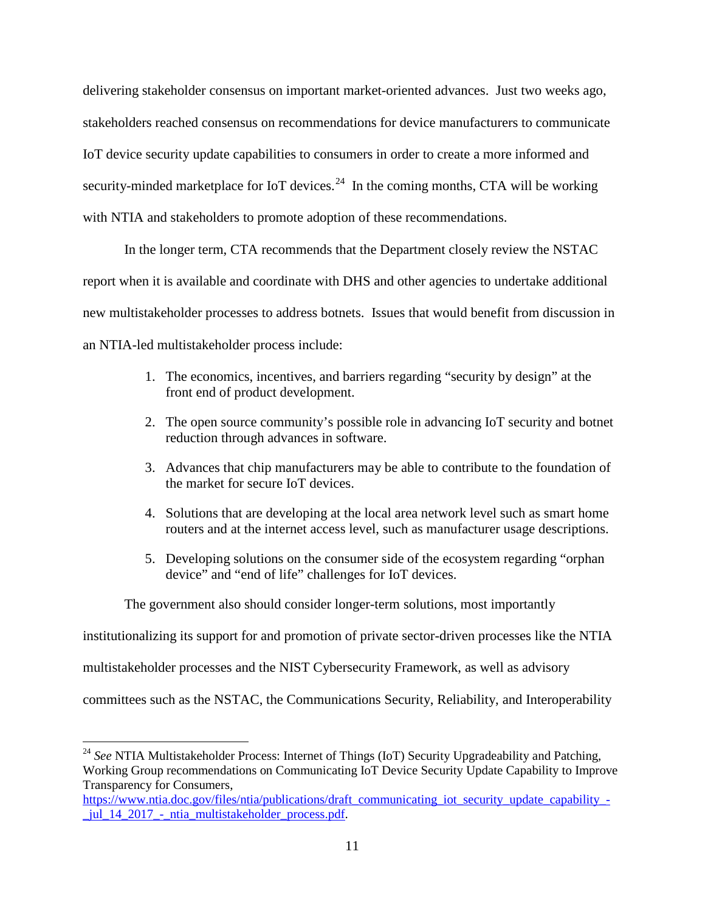delivering stakeholder consensus on important market-oriented advances. Just two weeks ago, stakeholders reached consensus on recommendations for device manufacturers to communicate IoT device security update capabilities to consumers in order to create a more informed and security-minded marketplace for IoT devices.[24] In the coming months, CTA will be working with NTIA and stakeholders to promote adoption of these recommendations.

In the longer term, CTA recommends that the Department closely review the NSTAC report when it is available and coordinate with DHS and other agencies to undertake additional new multistakeholder processes to address botnets. Issues that would benefit from discussion in an NTIA-led multistakeholder process include:

1. The economics, incentives, and barriers regarding "security by design" at the front end of product development.
2. The open source community's possible role in advancing IoT security and botnet reduction through advances in software.
3. Advances that chip manufacturers may be able to contribute to the foundation of the market for secure IoT devices.
4. Solutions that are developing at the local area network level such as smart home routers and at the internet access level, such as manufacturer usage descriptions.
5. Developing solutions on the consumer side of the ecosystem regarding "orphan device" and "end of life" challenges for IoT devices.

The government also should consider longer-term solutions, most importantly institutionalizing its support for and promotion of private sector-driven processes like the NTIA multistakeholder processes and the NIST Cybersecurity Framework, as well as advisory committees such as the NSTAC, the Communications Security, Reliability, and Interoperability

---

[24] *See* NTIA Multistakeholder Process: Internet of Things (IoT) Security Upgradeability and Patching, Working Group recommendations on Communicating IoT Device Security Update Capability to Improve Transparency for Consumers, https://www.ntia.doc.gov/files/ntia/publications/draft_communicating_iot_security_update_capability_-_jul_14_2017_-_ntia_multistakeholder_process.pdf.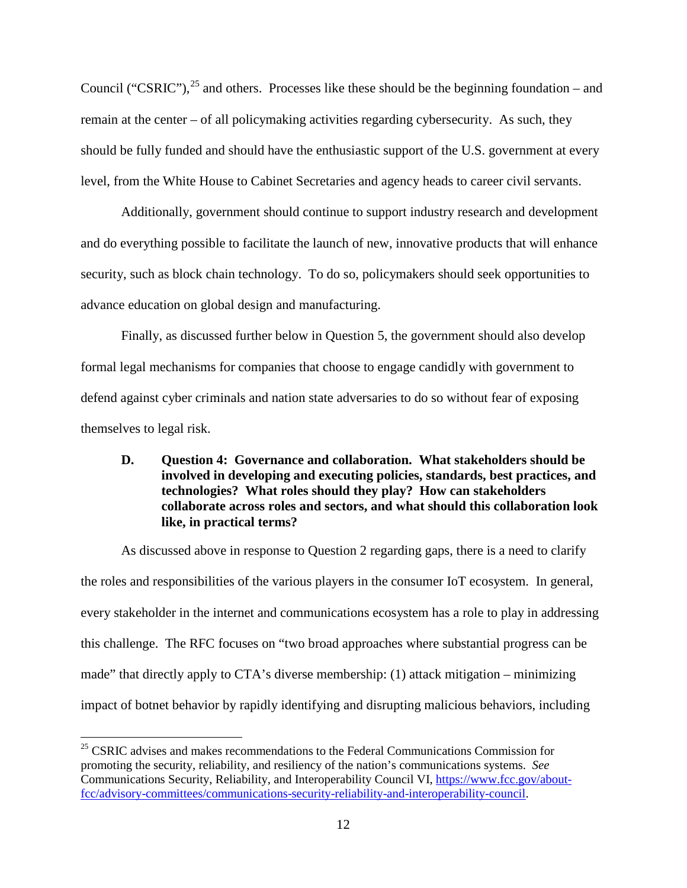Council ("CSRIC"),[25] and others. Processes like these should be the beginning foundation – and remain at the center – of all policymaking activities regarding cybersecurity. As such, they should be fully funded and should have the enthusiastic support of the U.S. government at every level, from the White House to Cabinet Secretaries and agency heads to career civil servants.

Additionally, government should continue to support industry research and development and do everything possible to facilitate the launch of new, innovative products that will enhance security, such as block chain technology. To do so, policymakers should seek opportunities to advance education on global design and manufacturing.

Finally, as discussed further below in Question 5, the government should also develop formal legal mechanisms for companies that choose to engage candidly with government to defend against cyber criminals and nation state adversaries to do so without fear of exposing themselves to legal risk.

### D. Question 4: Governance and collaboration. What stakeholders should be involved in developing and executing policies, standards, best practices, and technologies? What roles should they play? How can stakeholders collaborate across roles and sectors, and what should this collaboration look like, in practical terms?

As discussed above in response to Question 2 regarding gaps, there is a need to clarify the roles and responsibilities of the various players in the consumer IoT ecosystem. In general, every stakeholder in the internet and communications ecosystem has a role to play in addressing this challenge. The RFC focuses on "two broad approaches where substantial progress can be made" that directly apply to CTA's diverse membership: (1) attack mitigation – minimizing impact of botnet behavior by rapidly identifying and disrupting malicious behaviors, including

---

[25] CSRIC advises and makes recommendations to the Federal Communications Commission for promoting the security, reliability, and resiliency of the nation's communications systems. *See* Communications Security, Reliability, and Interoperability Council VI, https://www.fcc.gov/about-fcc/advisory-committees/communications-security-reliability-and-interoperability-council.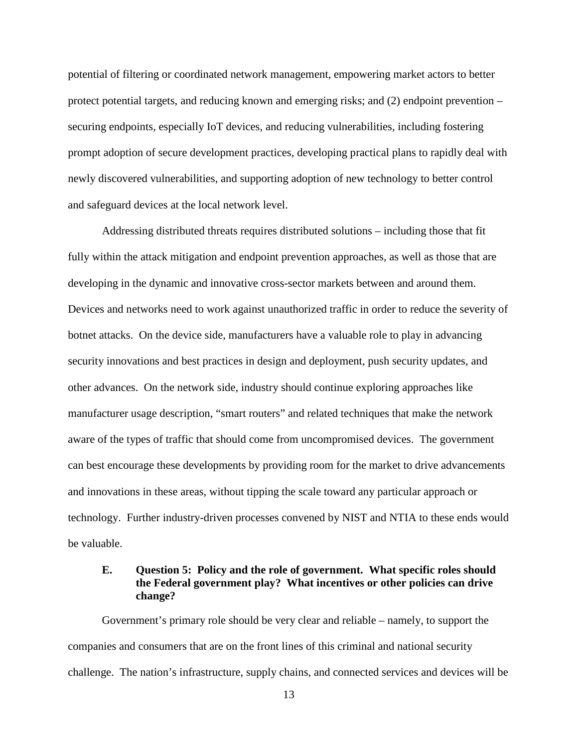potential of filtering or coordinated network management, empowering market actors to better protect potential targets, and reducing known and emerging risks; and (2) endpoint prevention – securing endpoints, especially IoT devices, and reducing vulnerabilities, including fostering prompt adoption of secure development practices, developing practical plans to rapidly deal with newly discovered vulnerabilities, and supporting adoption of new technology to better control and safeguard devices at the local network level.

Addressing distributed threats requires distributed solutions – including those that fit fully within the attack mitigation and endpoint prevention approaches, as well as those that are developing in the dynamic and innovative cross-sector markets between and around them. Devices and networks need to work against unauthorized traffic in order to reduce the severity of botnet attacks. On the device side, manufacturers have a valuable role to play in advancing security innovations and best practices in design and deployment, push security updates, and other advances. On the network side, industry should continue exploring approaches like manufacturer usage description, "smart routers" and related techniques that make the network aware of the types of traffic that should come from uncompromised devices. The government can best encourage these developments by providing room for the market to drive advancements and innovations in these areas, without tipping the scale toward any particular approach or technology. Further industry-driven processes convened by NIST and NTIA to these ends would be valuable.

### E. Question 5: Policy and the role of government. What specific roles should the Federal government play? What incentives or other policies can drive change?

Government's primary role should be very clear and reliable – namely, to support the companies and consumers that are on the front lines of this criminal and national security challenge. The nation's infrastructure, supply chains, and connected services and devices will be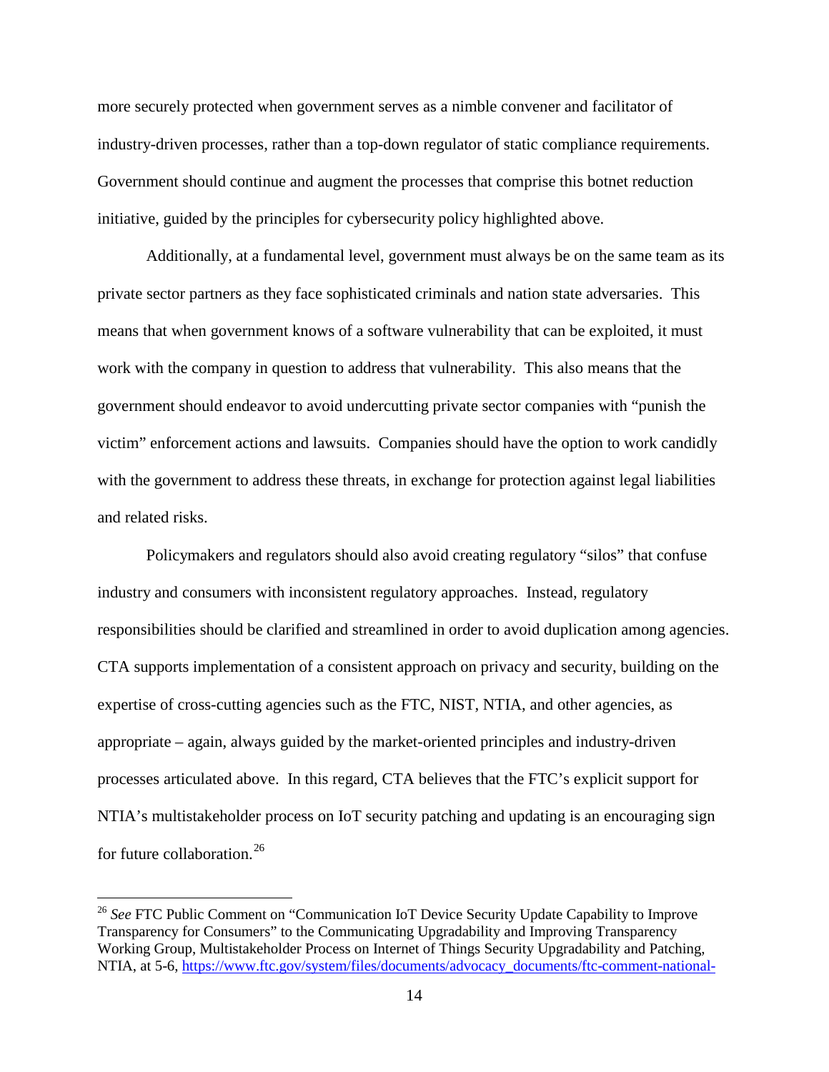more securely protected when government serves as a nimble convener and facilitator of industry-driven processes, rather than a top-down regulator of static compliance requirements. Government should continue and augment the processes that comprise this botnet reduction initiative, guided by the principles for cybersecurity policy highlighted above.

Additionally, at a fundamental level, government must always be on the same team as its private sector partners as they face sophisticated criminals and nation state adversaries. This means that when government knows of a software vulnerability that can be exploited, it must work with the company in question to address that vulnerability. This also means that the government should endeavor to avoid undercutting private sector companies with "punish the victim" enforcement actions and lawsuits. Companies should have the option to work candidly with the government to address these threats, in exchange for protection against legal liabilities and related risks.

Policymakers and regulators should also avoid creating regulatory "silos" that confuse industry and consumers with inconsistent regulatory approaches. Instead, regulatory responsibilities should be clarified and streamlined in order to avoid duplication among agencies. CTA supports implementation of a consistent approach on privacy and security, building on the expertise of cross-cutting agencies such as the FTC, NIST, NTIA, and other agencies, as appropriate – again, always guided by the market-oriented principles and industry-driven processes articulated above. In this regard, CTA believes that the FTC's explicit support for NTIA's multistakeholder process on IoT security patching and updating is an encouraging sign for future collaboration.[26]

---

[26] *See* FTC Public Comment on "Communication IoT Device Security Update Capability to Improve Transparency for Consumers" to the Communicating Upgradability and Improving Transparency Working Group, Multistakeholder Process on Internet of Things Security Upgradability and Patching, NTIA, at 5-6, https://www.ftc.gov/system/files/documents/advocacy_documents/ftc-comment-national-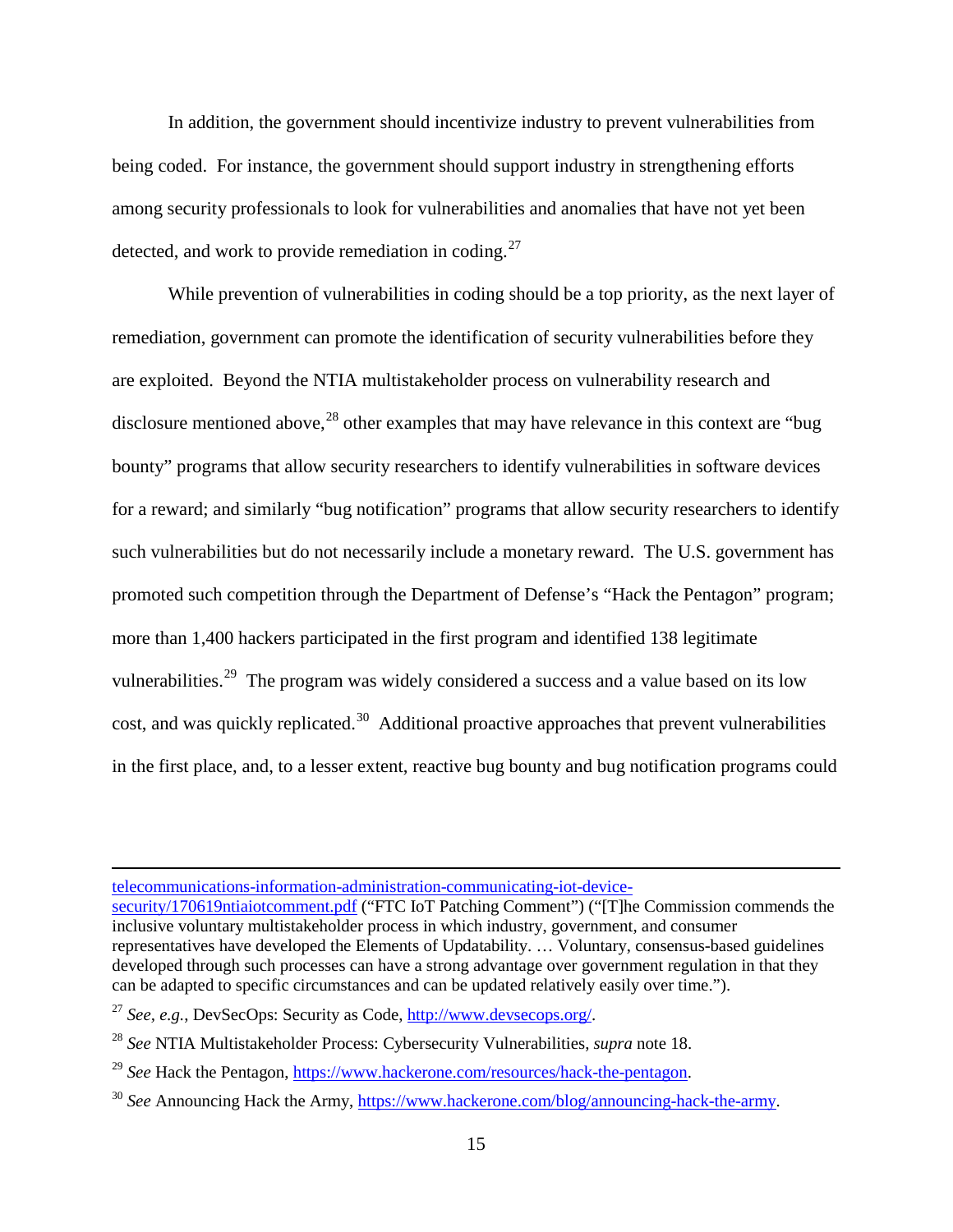In addition, the government should incentivize industry to prevent vulnerabilities from being coded. For instance, the government should support industry in strengthening efforts among security professionals to look for vulnerabilities and anomalies that have not yet been detected, and work to provide remediation in coding.[27]

While prevention of vulnerabilities in coding should be a top priority, as the next layer of remediation, government can promote the identification of security vulnerabilities before they are exploited. Beyond the NTIA multistakeholder process on vulnerability research and disclosure mentioned above,[28] other examples that may have relevance in this context are "bug bounty" programs that allow security researchers to identify vulnerabilities in software devices for a reward; and similarly "bug notification" programs that allow security researchers to identify such vulnerabilities but do not necessarily include a monetary reward. The U.S. government has promoted such competition through the Department of Defense's "Hack the Pentagon" program; more than 1,400 hackers participated in the first program and identified 138 legitimate vulnerabilities.[29] The program was widely considered a success and a value based on its low cost, and was quickly replicated.[30] Additional proactive approaches that prevent vulnerabilities in the first place, and, to a lesser extent, reactive bug bounty and bug notification programs could

---

telecommunications-information-administration-communicating-iot-device-security/170619ntiaiotcomment.pdf ("FTC IoT Patching Comment") ("[T]he Commission commends the inclusive voluntary multistakeholder process in which industry, government, and consumer representatives have developed the Elements of Updatability. … Voluntary, consensus-based guidelines developed through such processes can have a strong advantage over government regulation in that they can be adapted to specific circumstances and can be updated relatively easily over time.").

[27] *See, e.g.*, DevSecOps: Security as Code, http://www.devsecops.org/.

[28] *See* NTIA Multistakeholder Process: Cybersecurity Vulnerabilities, *supra* note 18.

[29] *See* Hack the Pentagon, https://www.hackerone.com/resources/hack-the-pentagon.

[30] *See* Announcing Hack the Army, https://www.hackerone.com/blog/announcing-hack-the-army.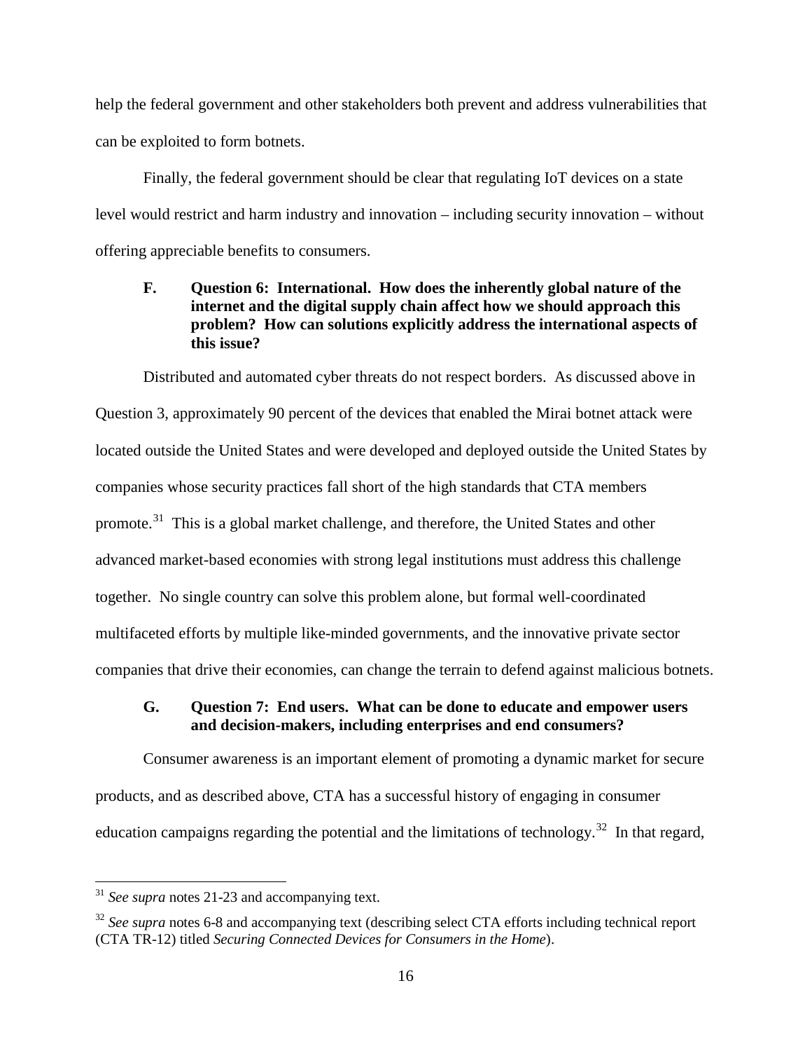help the federal government and other stakeholders both prevent and address vulnerabilities that can be exploited to form botnets.

Finally, the federal government should be clear that regulating IoT devices on a state level would restrict and harm industry and innovation – including security innovation – without offering appreciable benefits to consumers.

### F. Question 6: International. How does the inherently global nature of the internet and the digital supply chain affect how we should approach this problem? How can solutions explicitly address the international aspects of this issue?

Distributed and automated cyber threats do not respect borders. As discussed above in Question 3, approximately 90 percent of the devices that enabled the Mirai botnet attack were located outside the United States and were developed and deployed outside the United States by companies whose security practices fall short of the high standards that CTA members promote.[31] This is a global market challenge, and therefore, the United States and other advanced market-based economies with strong legal institutions must address this challenge together. No single country can solve this problem alone, but formal well-coordinated multifaceted efforts by multiple like-minded governments, and the innovative private sector companies that drive their economies, can change the terrain to defend against malicious botnets.

### G. Question 7: End users. What can be done to educate and empower users and decision-makers, including enterprises and end consumers?

Consumer awareness is an important element of promoting a dynamic market for secure products, and as described above, CTA has a successful history of engaging in consumer education campaigns regarding the potential and the limitations of technology.[32] In that regard,

---

[31] *See supra* notes 21-23 and accompanying text.

[32] *See supra* notes 6-8 and accompanying text (describing select CTA efforts including technical report (CTA TR-12) titled *Securing Connected Devices for Consumers in the Home*).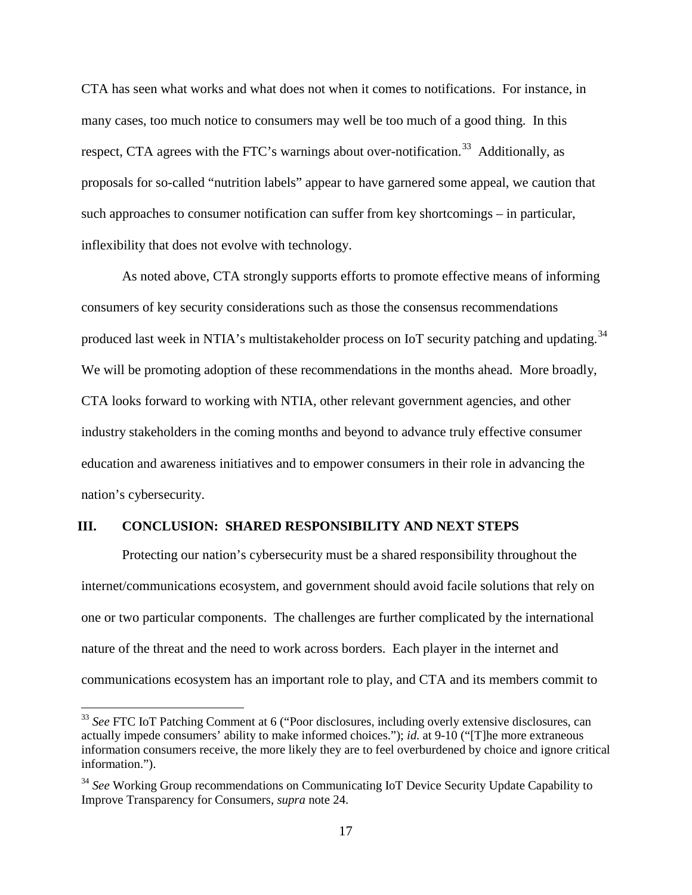CTA has seen what works and what does not when it comes to notifications. For instance, in many cases, too much notice to consumers may well be too much of a good thing. In this respect, CTA agrees with the FTC's warnings about over-notification.[33] Additionally, as proposals for so-called "nutrition labels" appear to have garnered some appeal, we caution that such approaches to consumer notification can suffer from key shortcomings – in particular, inflexibility that does not evolve with technology.

As noted above, CTA strongly supports efforts to promote effective means of informing consumers of key security considerations such as those the consensus recommendations produced last week in NTIA's multistakeholder process on IoT security patching and updating.[34] We will be promoting adoption of these recommendations in the months ahead. More broadly, CTA looks forward to working with NTIA, other relevant government agencies, and other industry stakeholders in the coming months and beyond to advance truly effective consumer education and awareness initiatives and to empower consumers in their role in advancing the nation's cybersecurity.

## III. CONCLUSION: SHARED RESPONSIBILITY AND NEXT STEPS

Protecting our nation's cybersecurity must be a shared responsibility throughout the internet/communications ecosystem, and government should avoid facile solutions that rely on one or two particular components. The challenges are further complicated by the international nature of the threat and the need to work across borders. Each player in the internet and communications ecosystem has an important role to play, and CTA and its members commit to

---

[33] *See* FTC IoT Patching Comment at 6 ("Poor disclosures, including overly extensive disclosures, can actually impede consumers' ability to make informed choices."); *id.* at 9-10 ("[T]he more extraneous information consumers receive, the more likely they are to feel overburdened by choice and ignore critical information.").

[34] *See* Working Group recommendations on Communicating IoT Device Security Update Capability to Improve Transparency for Consumers, *supra* note 24.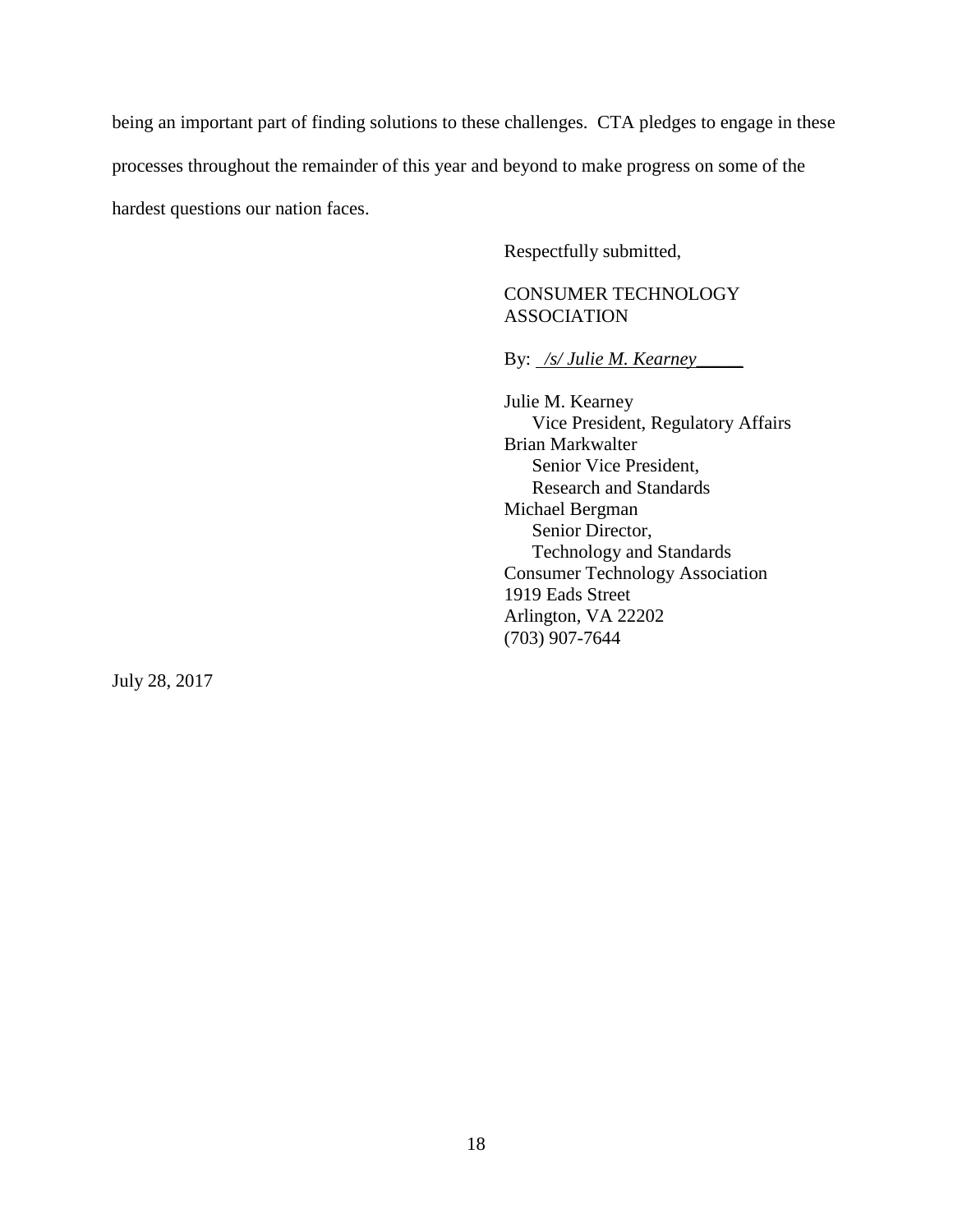being an important part of finding solutions to these challenges. CTA pledges to engage in these processes throughout the remainder of this year and beyond to make progress on some of the hardest questions our nation faces.

Respectfully submitted,

CONSUMER TECHNOLOGY ASSOCIATION

By: */s/ Julie M. Kearney*

Julie M. Kearney
Vice President, Regulatory Affairs
Brian Markwalter
Senior Vice President,
Research and Standards
Michael Bergman
Senior Director,
Technology and Standards
Consumer Technology Association
1919 Eads Street
Arlington, VA 22202
(703) 907-7644

July 28, 2017